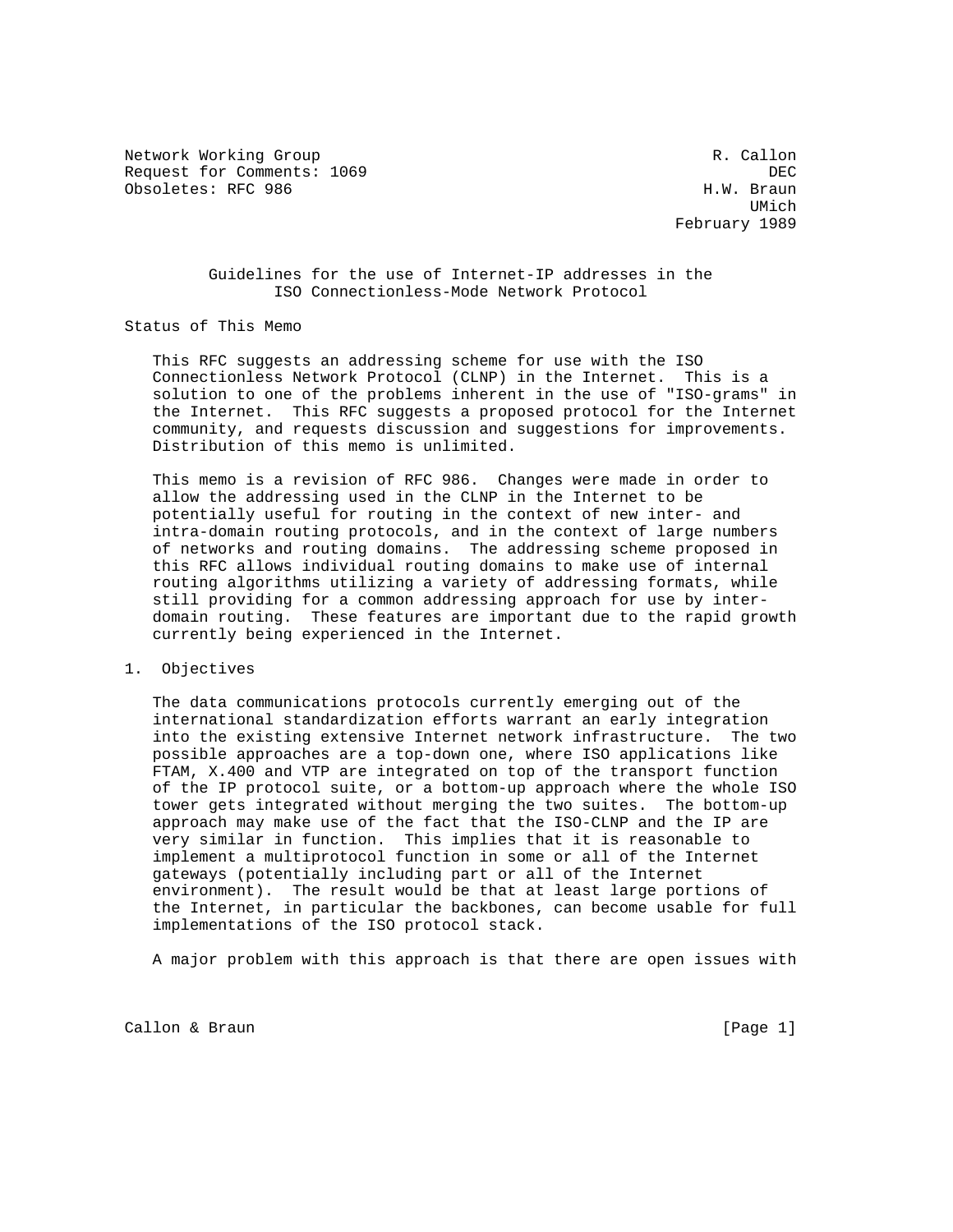Network Working Group R. Callon
Request for Comments: 1069 DEC
Obsoletes: RFC 986 H.W. Braun
UMich
February 1989

# Guidelines for the use of Internet-IP addresses in the ISO Connectionless-Mode Network Protocol

## Status of This Memo

This RFC suggests an addressing scheme for use with the ISO Connectionless Network Protocol (CLNP) in the Internet. This is a solution to one of the problems inherent in the use of "ISO-grams" in the Internet. This RFC suggests a proposed protocol for the Internet community, and requests discussion and suggestions for improvements. Distribution of this memo is unlimited.

This memo is a revision of RFC 986. Changes were made in order to allow the addressing used in the CLNP in the Internet to be potentially useful for routing in the context of new inter- and intra-domain routing protocols, and in the context of large numbers of networks and routing domains. The addressing scheme proposed in this RFC allows individual routing domains to make use of internal routing algorithms utilizing a variety of addressing formats, while still providing for a common addressing approach for use by inter-domain routing. These features are important due to the rapid growth currently being experienced in the Internet.

## 1. Objectives

The data communications protocols currently emerging out of the international standardization efforts warrant an early integration into the existing extensive Internet network infrastructure. The two possible approaches are a top-down one, where ISO applications like FTAM, X.400 and VTP are integrated on top of the transport function of the IP protocol suite, or a bottom-up approach where the whole ISO tower gets integrated without merging the two suites. The bottom-up approach may make use of the fact that the ISO-CLNP and the IP are very similar in function. This implies that it is reasonable to implement a multiprotocol function in some or all of the Internet gateways (potentially including part or all of the Internet environment). The result would be that at least large portions of the Internet, in particular the backbones, can become usable for full implementations of the ISO protocol stack.

A major problem with this approach is that there are open issues with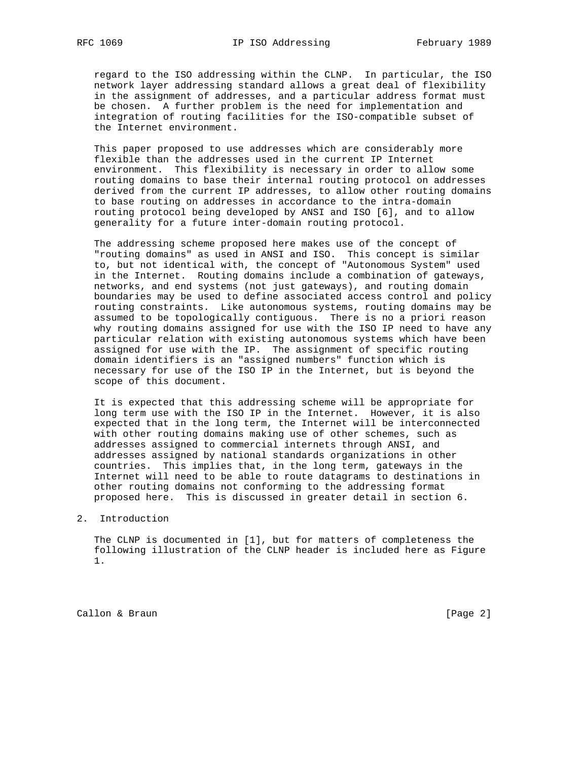regard to the ISO addressing within the CLNP. In particular, the ISO network layer addressing standard allows a great deal of flexibility in the assignment of addresses, and a particular address format must be chosen. A further problem is the need for implementation and integration of routing facilities for the ISO-compatible subset of the Internet environment.

This paper proposed to use addresses which are considerably more flexible than the addresses used in the current IP Internet environment. This flexibility is necessary in order to allow some routing domains to base their internal routing protocol on addresses derived from the current IP addresses, to allow other routing domains to base routing on addresses in accordance to the intra-domain routing protocol being developed by ANSI and ISO [6], and to allow generality for a future inter-domain routing protocol.

The addressing scheme proposed here makes use of the concept of "routing domains" as used in ANSI and ISO. This concept is similar to, but not identical with, the concept of "Autonomous System" used in the Internet. Routing domains include a combination of gateways, networks, and end systems (not just gateways), and routing domain boundaries may be used to define associated access control and policy routing constraints. Like autonomous systems, routing domains may be assumed to be topologically contiguous. There is no a priori reason why routing domains assigned for use with the ISO IP need to have any particular relation with existing autonomous systems which have been assigned for use with the IP. The assignment of specific routing domain identifiers is an "assigned numbers" function which is necessary for use of the ISO IP in the Internet, but is beyond the scope of this document.

It is expected that this addressing scheme will be appropriate for long term use with the ISO IP in the Internet. However, it is also expected that in the long term, the Internet will be interconnected with other routing domains making use of other schemes, such as addresses assigned to commercial internets through ANSI, and addresses assigned by national standards organizations in other countries. This implies that, in the long term, gateways in the Internet will need to be able to route datagrams to destinations in other routing domains not conforming to the addressing format proposed here. This is discussed in greater detail in section 6.

## 2. Introduction

The CLNP is documented in [1], but for matters of completeness the following illustration of the CLNP header is included here as Figure 1.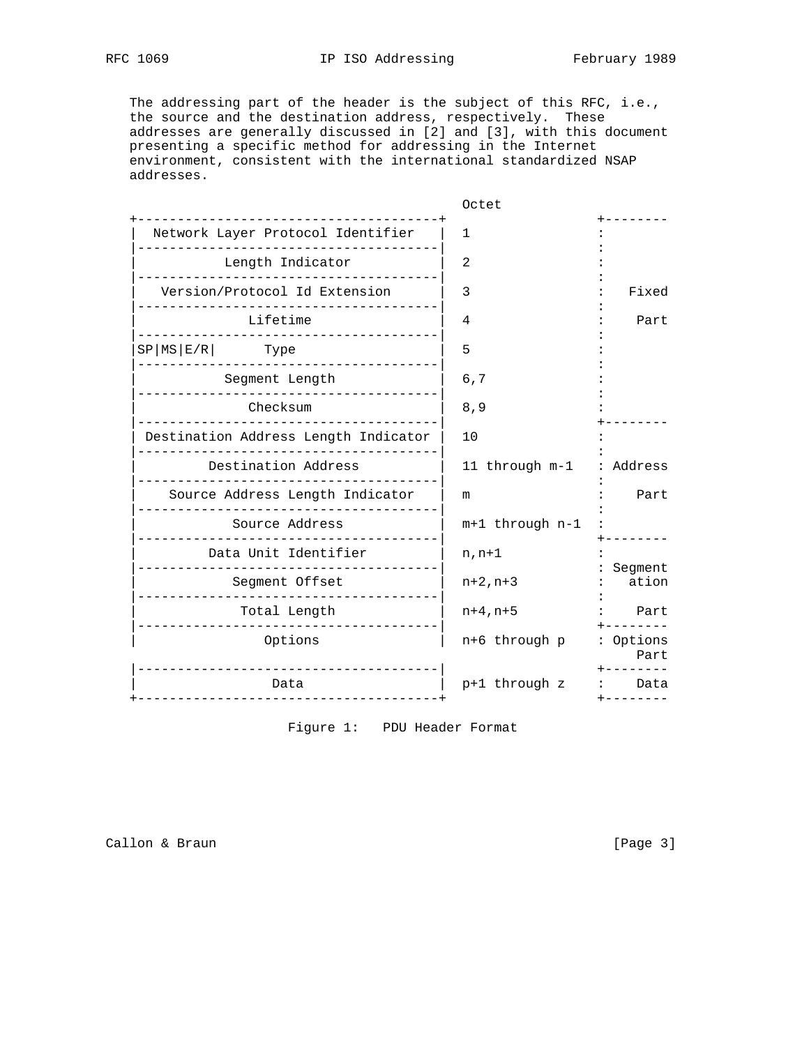The addressing part of the header is the subject of this RFC, i.e., the source and the destination address, respectively. These addresses are generally discussed in [2] and [3], with this document presenting a specific method for addressing in the Internet environment, consistent with the international standardized NSAP addresses.

```
                                         Octet
+--------------------------------------+                  +--------
|  Network Layer Protocol Identifier   |  1               :
|--------------------------------------|                  :
|           Length Indicator           |  2               :
|--------------------------------------|                  :
|   Version/Protocol Id Extension      |  3               :   Fixed
|--------------------------------------|                  :
|              Lifetime                |  4               :    Part
|--------------------------------------|                  :
|SP|MS|E/R|      Type                  |  5               :
|--------------------------------------|                  :
|           Segment Length             |  6,7             :
|--------------------------------------|                  :
|              Checksum                |  8,9             :
|--------------------------------------|                  +--------
| Destination Address Length Indicator |  10              :
|--------------------------------------|                  :
|         Destination Address          |  11 through m-1  : Address
|--------------------------------------|                  :
|    Source Address Length Indicator   |  m               :    Part
|--------------------------------------|                  :
|            Source Address            |  m+1 through n-1 :
|--------------------------------------|                  +--------
|         Data Unit Identifier         |  n,n+1           :
|--------------------------------------|                  : Segment
|            Segment Offset            |  n+2,n+3         :   ation
|--------------------------------------|                  :
|             Total Length             |  n+4,n+5         :    Part
|--------------------------------------|                  +--------
|               Options                |  n+6 through p   : Options
|                                      |                  :    Part
|--------------------------------------|                  +--------
|                Data                  |  p+1 through z   :    Data
+--------------------------------------+                  +--------
```

Figure 1: PDU Header Format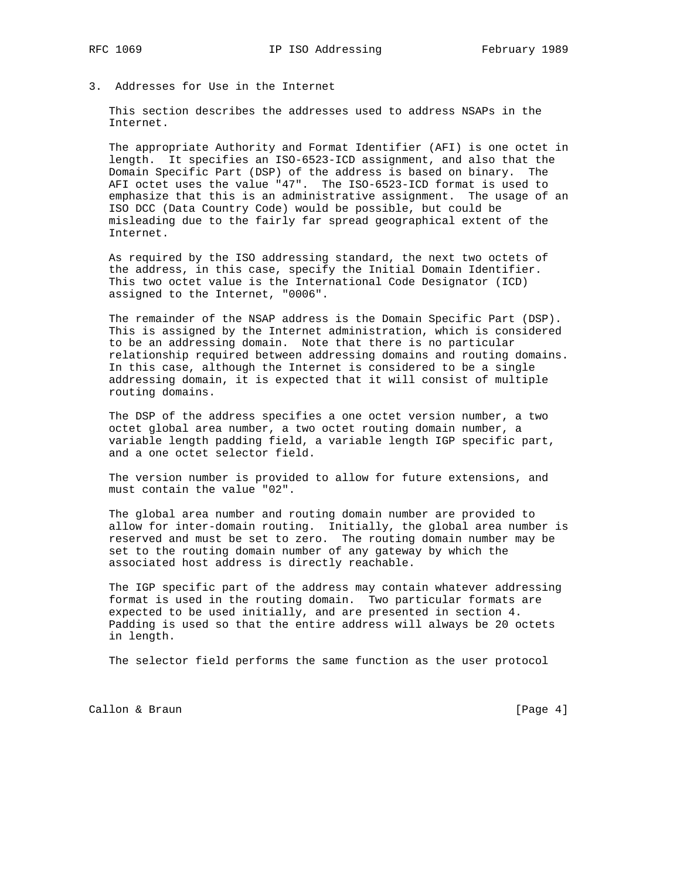## 3. Addresses for Use in the Internet

This section describes the addresses used to address NSAPs in the Internet.

The appropriate Authority and Format Identifier (AFI) is one octet in length. It specifies an ISO-6523-ICD assignment, and also that the Domain Specific Part (DSP) of the address is based on binary. The AFI octet uses the value "47". The ISO-6523-ICD format is used to emphasize that this is an administrative assignment. The usage of an ISO DCC (Data Country Code) would be possible, but could be misleading due to the fairly far spread geographical extent of the Internet.

As required by the ISO addressing standard, the next two octets of the address, in this case, specify the Initial Domain Identifier. This two octet value is the International Code Designator (ICD) assigned to the Internet, "0006".

The remainder of the NSAP address is the Domain Specific Part (DSP). This is assigned by the Internet administration, which is considered to be an addressing domain. Note that there is no particular relationship required between addressing domains and routing domains. In this case, although the Internet is considered to be a single addressing domain, it is expected that it will consist of multiple routing domains.

The DSP of the address specifies a one octet version number, a two octet global area number, a two octet routing domain number, a variable length padding field, a variable length IGP specific part, and a one octet selector field.

The version number is provided to allow for future extensions, and must contain the value "02".

The global area number and routing domain number are provided to allow for inter-domain routing. Initially, the global area number is reserved and must be set to zero. The routing domain number may be set to the routing domain number of any gateway by which the associated host address is directly reachable.

The IGP specific part of the address may contain whatever addressing format is used in the routing domain. Two particular formats are expected to be used initially, and are presented in section 4. Padding is used so that the entire address will always be 20 octets in length.

The selector field performs the same function as the user protocol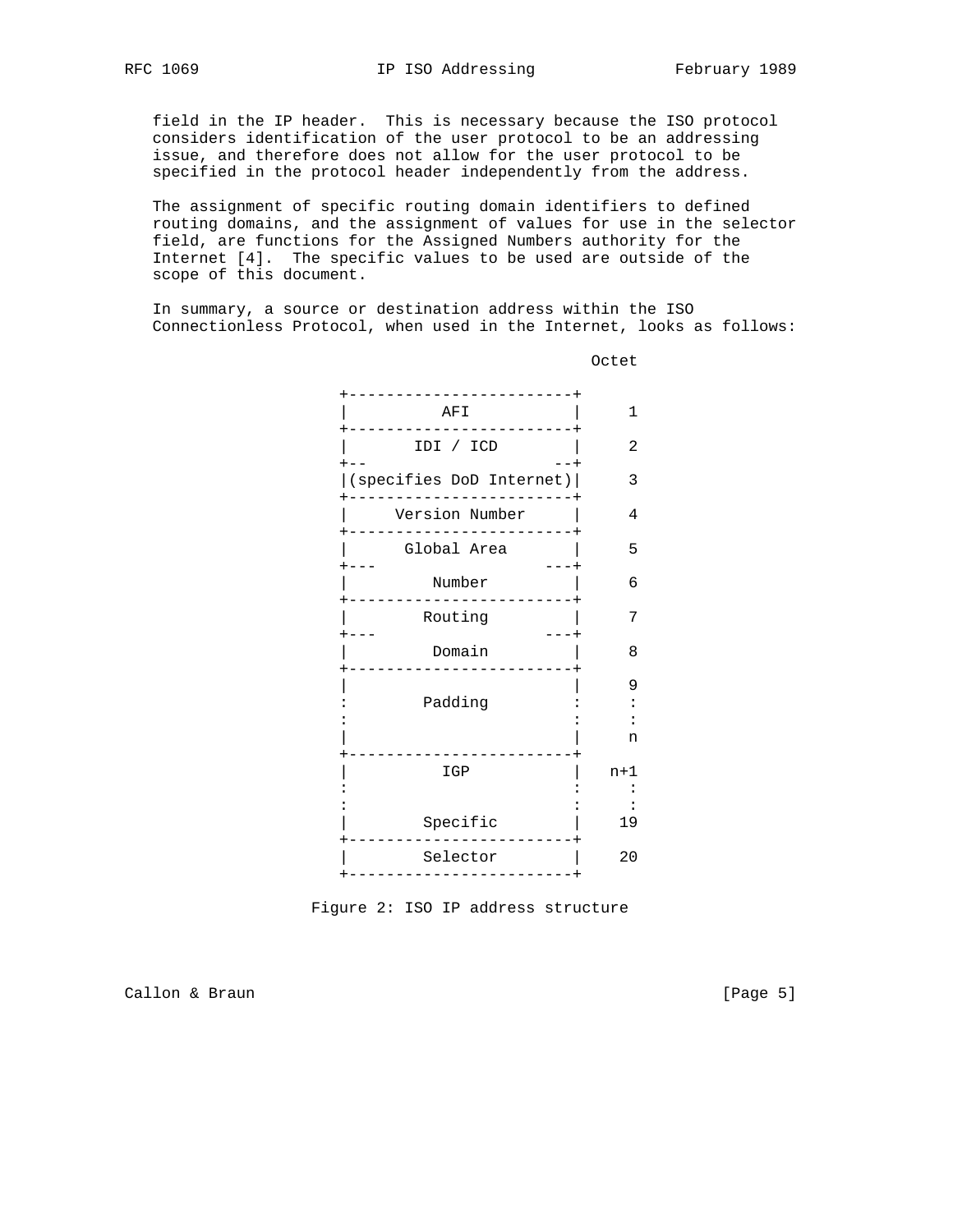field in the IP header. This is necessary because the ISO protocol considers identification of the user protocol to be an addressing issue, and therefore does not allow for the user protocol to be specified in the protocol header independently from the address.

The assignment of specific routing domain identifiers to defined routing domains, and the assignment of values for use in the selector field, are functions for the Assigned Numbers authority for the Internet [4]. The specific values to be used are outside of the scope of this document.

In summary, a source or destination address within the ISO Connectionless Protocol, when used in the Internet, looks as follows:

```
                                     Octet

            +------------------------+
            |          AFI           |     1
            +------------------------+
            |       IDI / ICD        |     2
            +--                    --+
            |(specifies DoD Internet)|     3
            +------------------------+
            |     Version Number     |     4
            +------------------------+
            |      Global Area       |     5
            +---                  ---+
            |         Number         |     6
            +------------------------+
            |        Routing         |     7
            +---                  ---+
            |         Domain         |     8
            +------------------------+
            |                        |     9
            :        Padding         :     :
            :                        :     :
            |                        |     n
            +------------------------+
            |          IGP           |   n+1
            :                        :     :
            :                        :     :
            |        Specific        |    19
            +------------------------+
            |        Selector        |    20
            +------------------------+
```

Figure 2: ISO IP address structure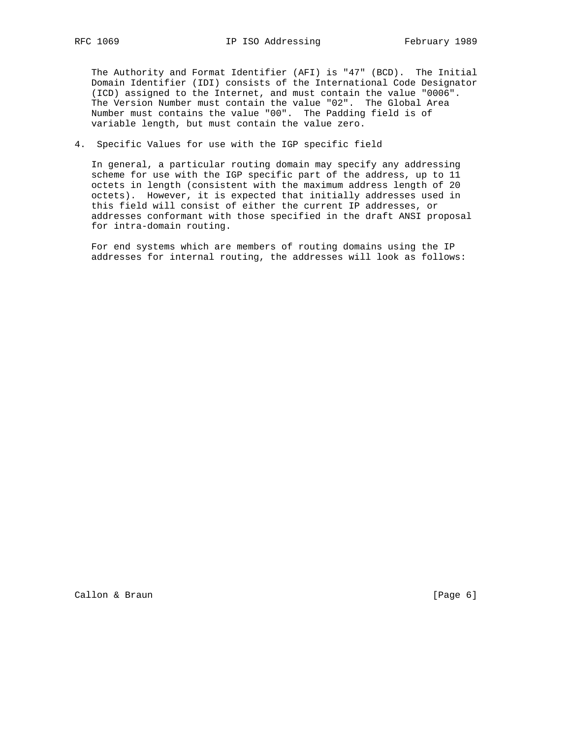The Authority and Format Identifier (AFI) is "47" (BCD). The Initial Domain Identifier (IDI) consists of the International Code Designator (ICD) assigned to the Internet, and must contain the value "0006". The Version Number must contain the value "02". The Global Area Number must contains the value "00". The Padding field is of variable length, but must contain the value zero.

## 4. Specific Values for use with the IGP specific field

In general, a particular routing domain may specify any addressing scheme for use with the IGP specific part of the address, up to 11 octets in length (consistent with the maximum address length of 20 octets). However, it is expected that initially addresses used in this field will consist of either the current IP addresses, or addresses conformant with those specified in the draft ANSI proposal for intra-domain routing.

For end systems which are members of routing domains using the IP addresses for internal routing, the addresses will look as follows: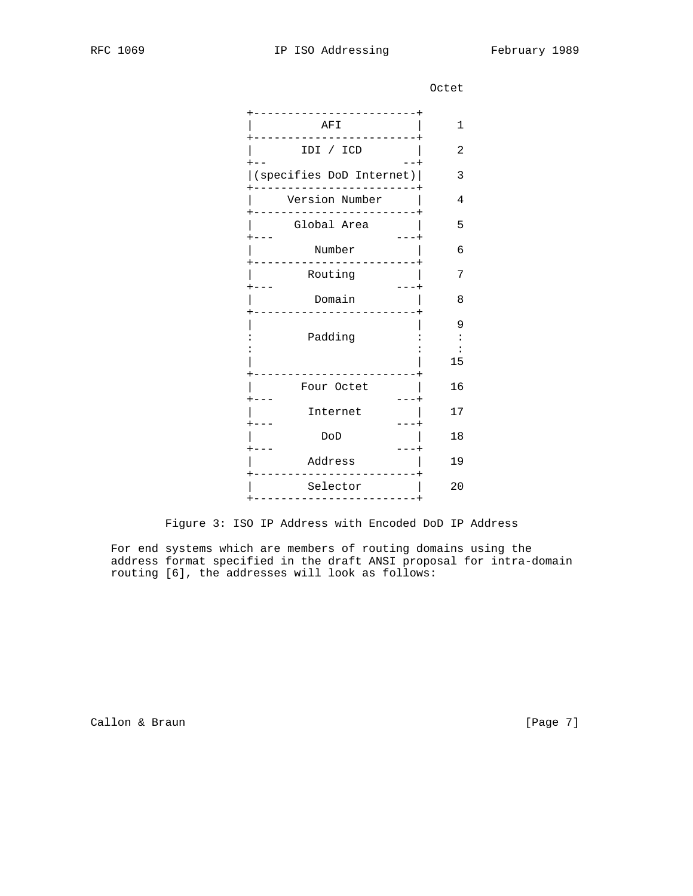```
                                                 Octet

                    +------------------------+
                    |          AFI           |     1
                    +------------------------+
                    |       IDI / ICD        |     2
                    +--                    --+
                    |(specifies DoD Internet)|     3
                    +------------------------+
                    |     Version Number     |     4
                    +------------------------+
                    |      Global Area       |     5
                    +---                  ---+
                    |        Number          |     6
                    +------------------------+
                    |       Routing          |     7
                    +---                  ---+
                    |        Domain          |     8
                    +------------------------+
                    |                        |     9
                    :       Padding          :     :
                    :                        :     :
                    |                        |    15
                    +------------------------+
                    |      Four Octet        |    16
                    +---                  ---+
                    |       Internet         |    17
                    +---                  ---+
                    |         DoD            |    18
                    +---                  ---+
                    |       Address          |    19
                    +------------------------+
                    |       Selector         |    20
                    +------------------------+
```

Figure 3: ISO IP Address with Encoded DoD IP Address

For end systems which are members of routing domains using the address format specified in the draft ANSI proposal for intra-domain routing [6], the addresses will look as follows: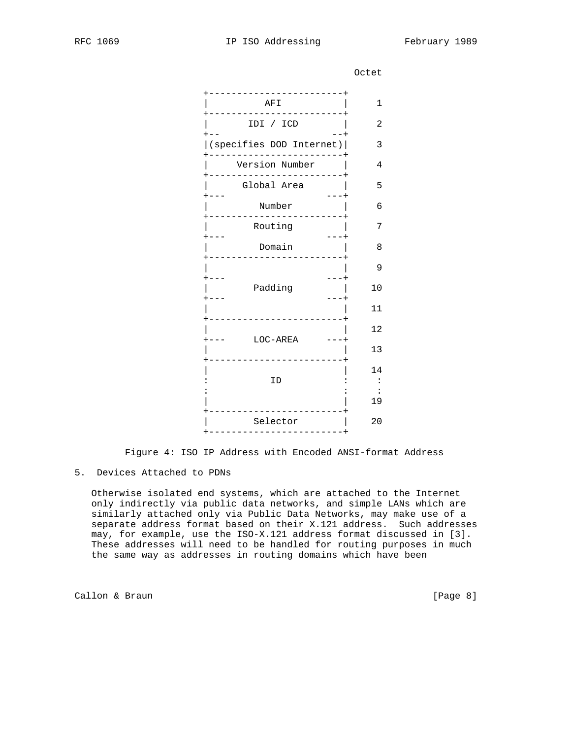```
                                                   Octet

                       +------------------------+
                       |          AFI           |     1
                       +------------------------+
                       |       IDI / ICD        |     2
                       +--                    --+
                       |(specifies DOD Internet)|     3
                       +------------------------+
                       |     Version Number     |     4
                       +------------------------+
                       |      Global Area       |     5
                       +---                  ---+
                       |        Number          |     6
                       +------------------------+
                       |       Routing          |     7
                       +---                  ---+
                       |        Domain          |     8
                       +------------------------+
                       |                        |     9
                       +---                  ---+
                       |       Padding          |    10
                       +---                  ---+
                       |                        |    11
                       +------------------------+
                       |                        |    12
                       +---     LOC-AREA     ---+
                       |                        |    13
                       +------------------------+
                       |                        |    14
                       :          ID            :     :
                       :                        :     :
                       |                        |    19
                       +------------------------+
                       |       Selector         |    20
                       +------------------------+
```

Figure 4: ISO IP Address with Encoded ANSI-format Address

## 5. Devices Attached to PDNs

Otherwise isolated end systems, which are attached to the Internet only indirectly via public data networks, and simple LANs which are similarly attached only via Public Data Networks, may make use of a separate address format based on their X.121 address. Such addresses may, for example, use the ISO-X.121 address format discussed in [3]. These addresses will need to be handled for routing purposes in much the same way as addresses in routing domains which have been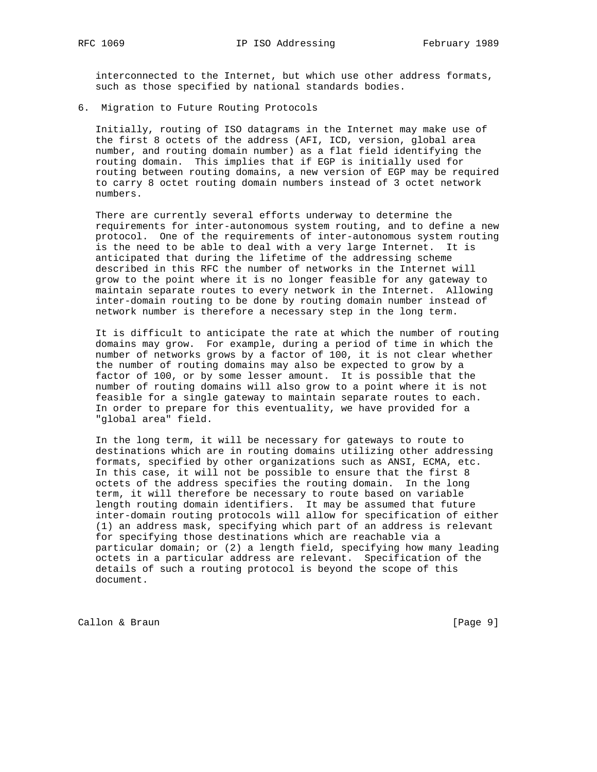interconnected to the Internet, but which use other address formats, such as those specified by national standards bodies.

## 6. Migration to Future Routing Protocols

Initially, routing of ISO datagrams in the Internet may make use of the first 8 octets of the address (AFI, ICD, version, global area number, and routing domain number) as a flat field identifying the routing domain. This implies that if EGP is initially used for routing between routing domains, a new version of EGP may be required to carry 8 octet routing domain numbers instead of 3 octet network numbers.

There are currently several efforts underway to determine the requirements for inter-autonomous system routing, and to define a new protocol. One of the requirements of inter-autonomous system routing is the need to be able to deal with a very large Internet. It is anticipated that during the lifetime of the addressing scheme described in this RFC the number of networks in the Internet will grow to the point where it is no longer feasible for any gateway to maintain separate routes to every network in the Internet. Allowing inter-domain routing to be done by routing domain number instead of network number is therefore a necessary step in the long term.

It is difficult to anticipate the rate at which the number of routing domains may grow. For example, during a period of time in which the number of networks grows by a factor of 100, it is not clear whether the number of routing domains may also be expected to grow by a factor of 100, or by some lesser amount. It is possible that the number of routing domains will also grow to a point where it is not feasible for a single gateway to maintain separate routes to each. In order to prepare for this eventuality, we have provided for a "global area" field.

In the long term, it will be necessary for gateways to route to destinations which are in routing domains utilizing other addressing formats, specified by other organizations such as ANSI, ECMA, etc. In this case, it will not be possible to ensure that the first 8 octets of the address specifies the routing domain. In the long term, it will therefore be necessary to route based on variable length routing domain identifiers. It may be assumed that future inter-domain routing protocols will allow for specification of either (1) an address mask, specifying which part of an address is relevant for specifying those destinations which are reachable via a particular domain; or (2) a length field, specifying how many leading octets in a particular address are relevant. Specification of the details of such a routing protocol is beyond the scope of this document.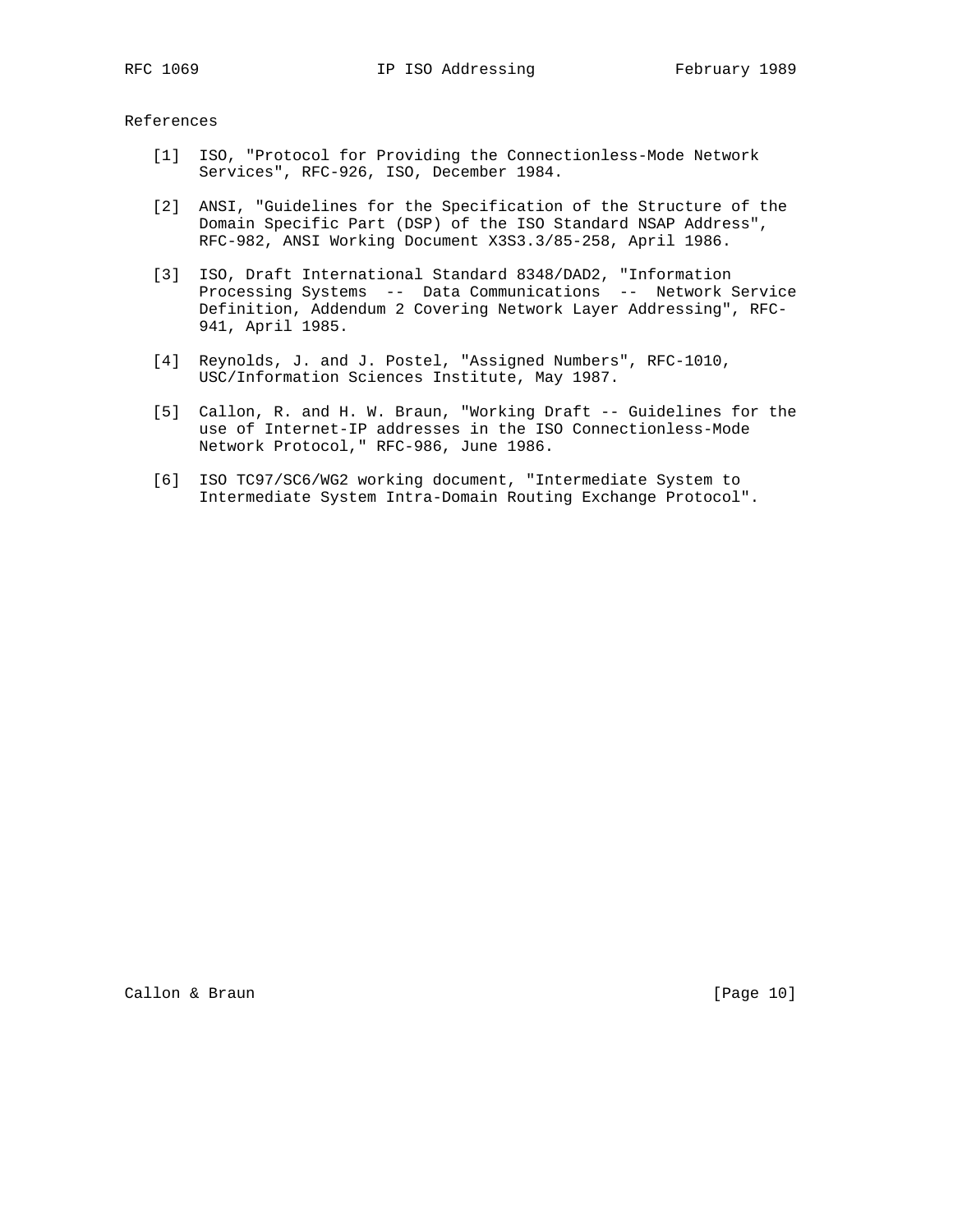## References

[1] ISO, "Protocol for Providing the Connectionless-Mode Network Services", RFC-926, ISO, December 1984.

[2] ANSI, "Guidelines for the Specification of the Structure of the Domain Specific Part (DSP) of the ISO Standard NSAP Address", RFC-982, ANSI Working Document X3S3.3/85-258, April 1986.

[3] ISO, Draft International Standard 8348/DAD2, "Information Processing Systems -- Data Communications -- Network Service Definition, Addendum 2 Covering Network Layer Addressing", RFC-941, April 1985.

[4] Reynolds, J. and J. Postel, "Assigned Numbers", RFC-1010, USC/Information Sciences Institute, May 1987.

[5] Callon, R. and H. W. Braun, "Working Draft -- Guidelines for the use of Internet-IP addresses in the ISO Connectionless-Mode Network Protocol," RFC-986, June 1986.

[6] ISO TC97/SC6/WG2 working document, "Intermediate System to Intermediate System Intra-Domain Routing Exchange Protocol".